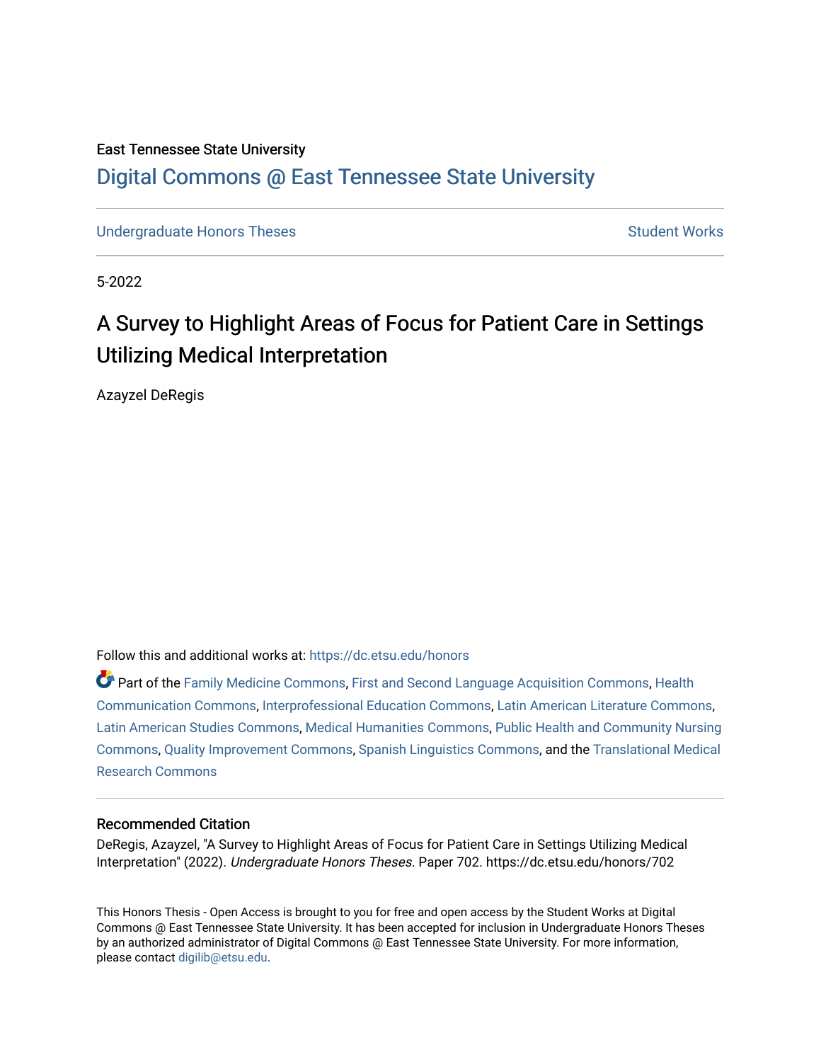East Tennessee State University

# Digital Commons @ East Tennessee State University

Undergraduate Honors Theses | Student Works

5-2022

# A Survey to Highlight Areas of Focus for Patient Care in Settings Utilizing Medical Interpretation

Azayzel DeRegis

Follow this and additional works at: https://dc.etsu.edu/honors

Part of the Family Medicine Commons, First and Second Language Acquisition Commons, Health Communication Commons, Interprofessional Education Commons, Latin American Literature Commons, Latin American Studies Commons, Medical Humanities Commons, Public Health and Community Nursing Commons, Quality Improvement Commons, Spanish Linguistics Commons, and the Translational Medical Research Commons

## Recommended Citation

DeRegis, Azayzel, "A Survey to Highlight Areas of Focus for Patient Care in Settings Utilizing Medical Interpretation" (2022). *Undergraduate Honors Theses.* Paper 702. https://dc.etsu.edu/honors/702

This Honors Thesis - Open Access is brought to you for free and open access by the Student Works at Digital Commons @ East Tennessee State University. It has been accepted for inclusion in Undergraduate Honors Theses by an authorized administrator of Digital Commons @ East Tennessee State University. For more information, please contact digilib@etsu.edu.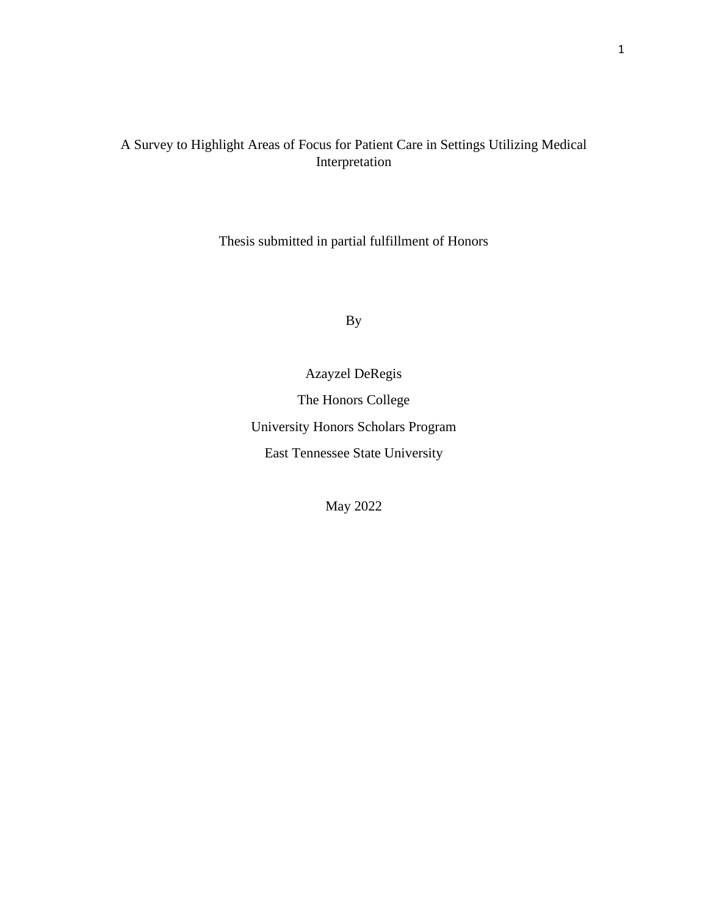# A Survey to Highlight Areas of Focus for Patient Care in Settings Utilizing Medical Interpretation

Thesis submitted in partial fulfillment of Honors

By

Azayzel DeRegis

The Honors College

University Honors Scholars Program

East Tennessee State University

May 2022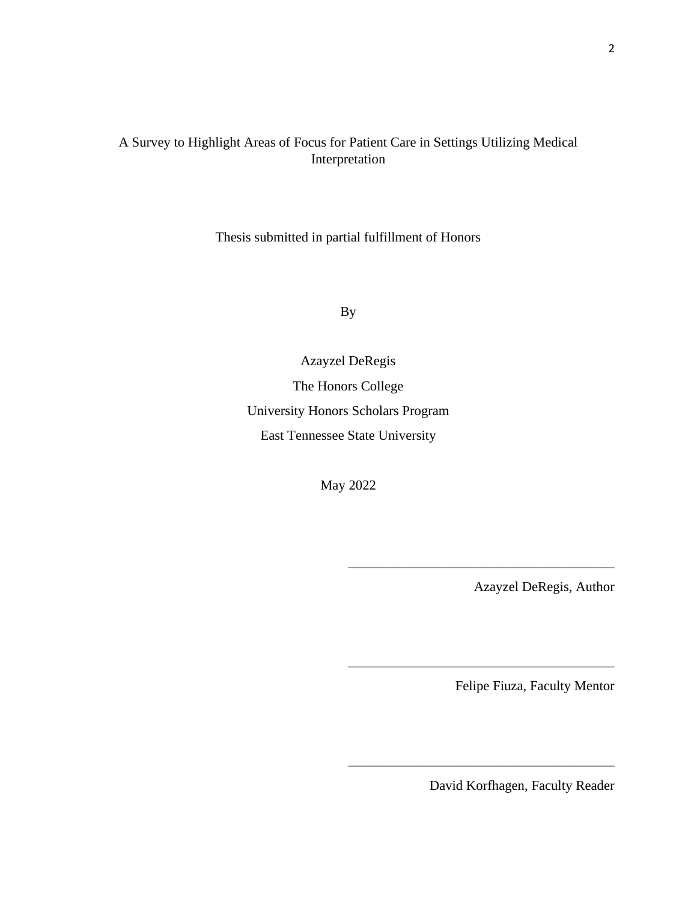A Survey to Highlight Areas of Focus for Patient Care in Settings Utilizing Medical Interpretation

Thesis submitted in partial fulfillment of Honors

By

Azayzel DeRegis

The Honors College

University Honors Scholars Program

East Tennessee State University

May 2022

\_\_\_\_\_\_\_\_\_\_\_\_\_\_\_\_\_\_\_\_\_\_\_\_\_\_\_\_\_\_\_\_\_\_\_\_\_\_\_

Azayzel DeRegis, Author

\_\_\_\_\_\_\_\_\_\_\_\_\_\_\_\_\_\_\_\_\_\_\_\_\_\_\_\_\_\_\_\_\_\_\_\_\_\_\_

Felipe Fiuza, Faculty Mentor

\_\_\_\_\_\_\_\_\_\_\_\_\_\_\_\_\_\_\_\_\_\_\_\_\_\_\_\_\_\_\_\_\_\_\_\_\_\_\_

David Korfhagen, Faculty Reader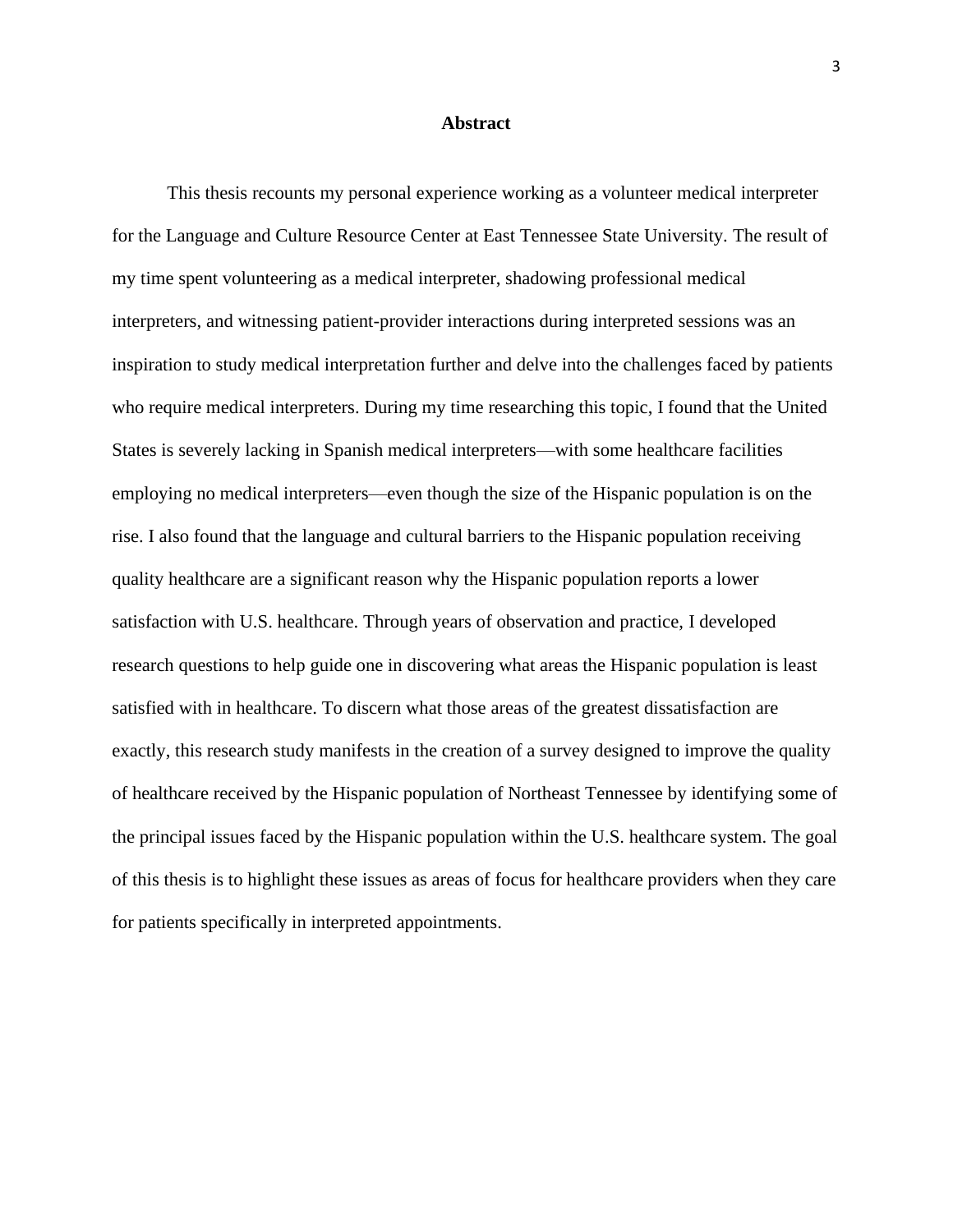## Abstract

This thesis recounts my personal experience working as a volunteer medical interpreter for the Language and Culture Resource Center at East Tennessee State University. The result of my time spent volunteering as a medical interpreter, shadowing professional medical interpreters, and witnessing patient-provider interactions during interpreted sessions was an inspiration to study medical interpretation further and delve into the challenges faced by patients who require medical interpreters. During my time researching this topic, I found that the United States is severely lacking in Spanish medical interpreters—with some healthcare facilities employing no medical interpreters—even though the size of the Hispanic population is on the rise. I also found that the language and cultural barriers to the Hispanic population receiving quality healthcare are a significant reason why the Hispanic population reports a lower satisfaction with U.S. healthcare. Through years of observation and practice, I developed research questions to help guide one in discovering what areas the Hispanic population is least satisfied with in healthcare. To discern what those areas of the greatest dissatisfaction are exactly, this research study manifests in the creation of a survey designed to improve the quality of healthcare received by the Hispanic population of Northeast Tennessee by identifying some of the principal issues faced by the Hispanic population within the U.S. healthcare system. The goal of this thesis is to highlight these issues as areas of focus for healthcare providers when they care for patients specifically in interpreted appointments.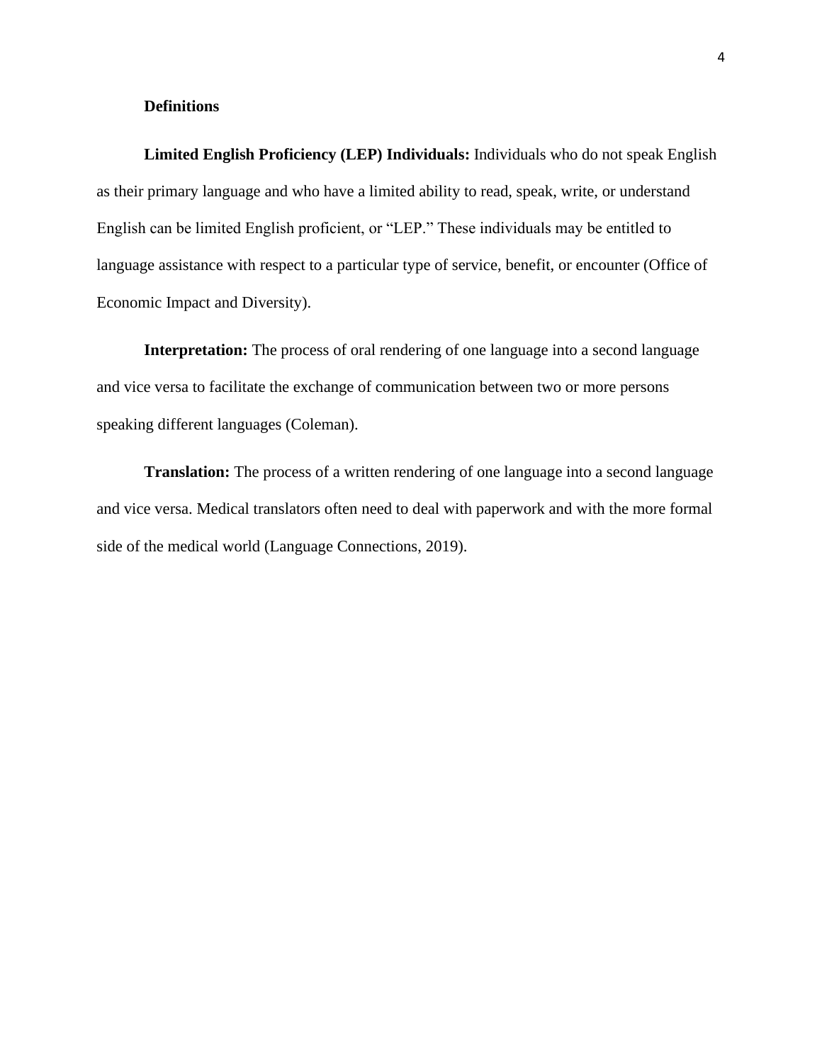## Definitions

**Limited English Proficiency (LEP) Individuals:** Individuals who do not speak English as their primary language and who have a limited ability to read, speak, write, or understand English can be limited English proficient, or "LEP." These individuals may be entitled to language assistance with respect to a particular type of service, benefit, or encounter (Office of Economic Impact and Diversity).

**Interpretation:** The process of oral rendering of one language into a second language and vice versa to facilitate the exchange of communication between two or more persons speaking different languages (Coleman).

**Translation:** The process of a written rendering of one language into a second language and vice versa. Medical translators often need to deal with paperwork and with the more formal side of the medical world (Language Connections, 2019).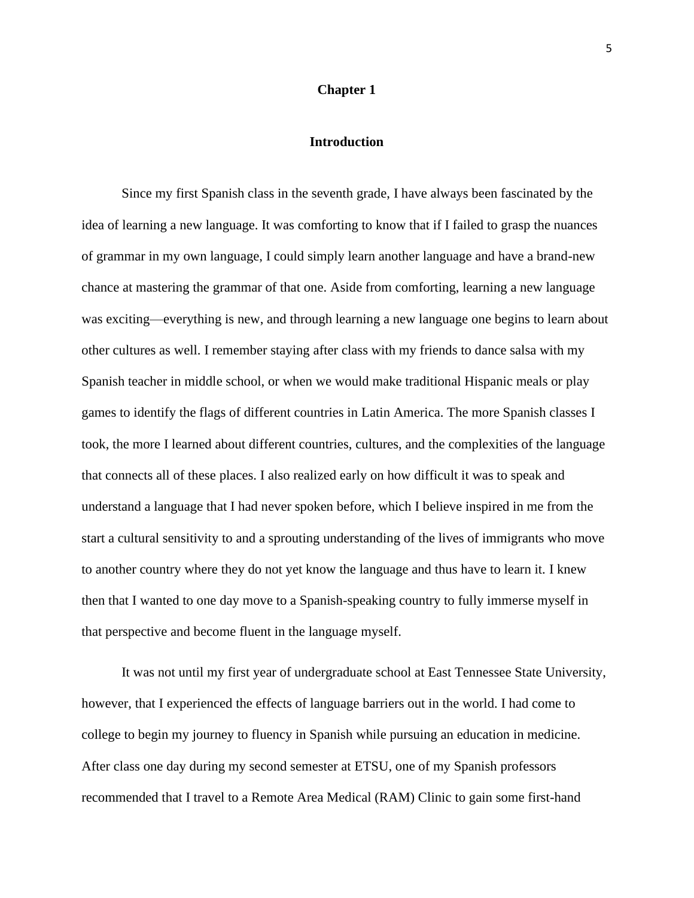# Chapter 1

## Introduction

Since my first Spanish class in the seventh grade, I have always been fascinated by the idea of learning a new language. It was comforting to know that if I failed to grasp the nuances of grammar in my own language, I could simply learn another language and have a brand-new chance at mastering the grammar of that one. Aside from comforting, learning a new language was exciting—everything is new, and through learning a new language one begins to learn about other cultures as well. I remember staying after class with my friends to dance salsa with my Spanish teacher in middle school, or when we would make traditional Hispanic meals or play games to identify the flags of different countries in Latin America. The more Spanish classes I took, the more I learned about different countries, cultures, and the complexities of the language that connects all of these places. I also realized early on how difficult it was to speak and understand a language that I had never spoken before, which I believe inspired in me from the start a cultural sensitivity to and a sprouting understanding of the lives of immigrants who move to another country where they do not yet know the language and thus have to learn it. I knew then that I wanted to one day move to a Spanish-speaking country to fully immerse myself in that perspective and become fluent in the language myself.

It was not until my first year of undergraduate school at East Tennessee State University, however, that I experienced the effects of language barriers out in the world. I had come to college to begin my journey to fluency in Spanish while pursuing an education in medicine. After class one day during my second semester at ETSU, one of my Spanish professors recommended that I travel to a Remote Area Medical (RAM) Clinic to gain some first-hand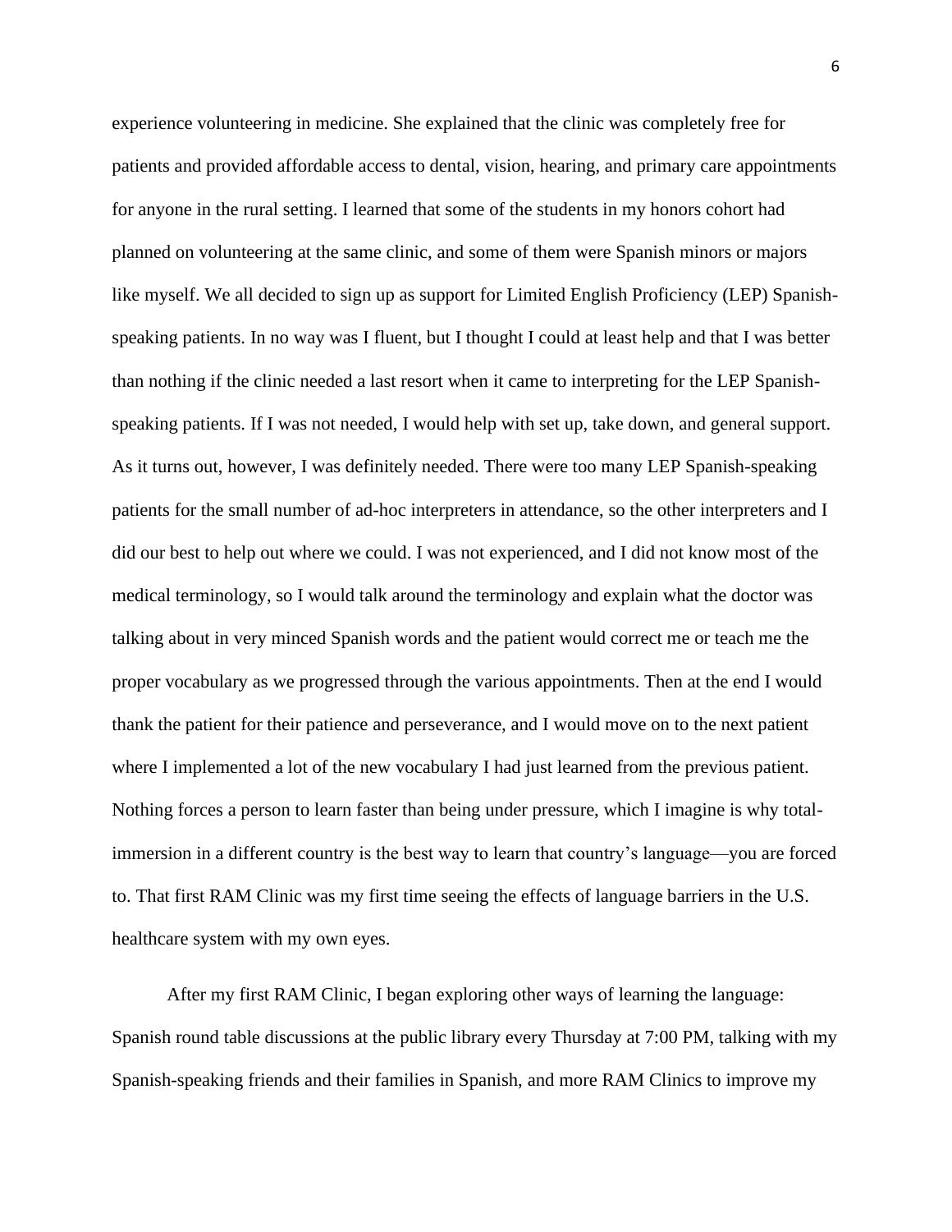experience volunteering in medicine. She explained that the clinic was completely free for patients and provided affordable access to dental, vision, hearing, and primary care appointments for anyone in the rural setting. I learned that some of the students in my honors cohort had planned on volunteering at the same clinic, and some of them were Spanish minors or majors like myself. We all decided to sign up as support for Limited English Proficiency (LEP) Spanish-speaking patients. In no way was I fluent, but I thought I could at least help and that I was better than nothing if the clinic needed a last resort when it came to interpreting for the LEP Spanish-speaking patients. If I was not needed, I would help with set up, take down, and general support. As it turns out, however, I was definitely needed. There were too many LEP Spanish-speaking patients for the small number of ad-hoc interpreters in attendance, so the other interpreters and I did our best to help out where we could. I was not experienced, and I did not know most of the medical terminology, so I would talk around the terminology and explain what the doctor was talking about in very minced Spanish words and the patient would correct me or teach me the proper vocabulary as we progressed through the various appointments. Then at the end I would thank the patient for their patience and perseverance, and I would move on to the next patient where I implemented a lot of the new vocabulary I had just learned from the previous patient. Nothing forces a person to learn faster than being under pressure, which I imagine is why total-immersion in a different country is the best way to learn that country's language—you are forced to. That first RAM Clinic was my first time seeing the effects of language barriers in the U.S. healthcare system with my own eyes.

After my first RAM Clinic, I began exploring other ways of learning the language: Spanish round table discussions at the public library every Thursday at 7:00 PM, talking with my Spanish-speaking friends and their families in Spanish, and more RAM Clinics to improve my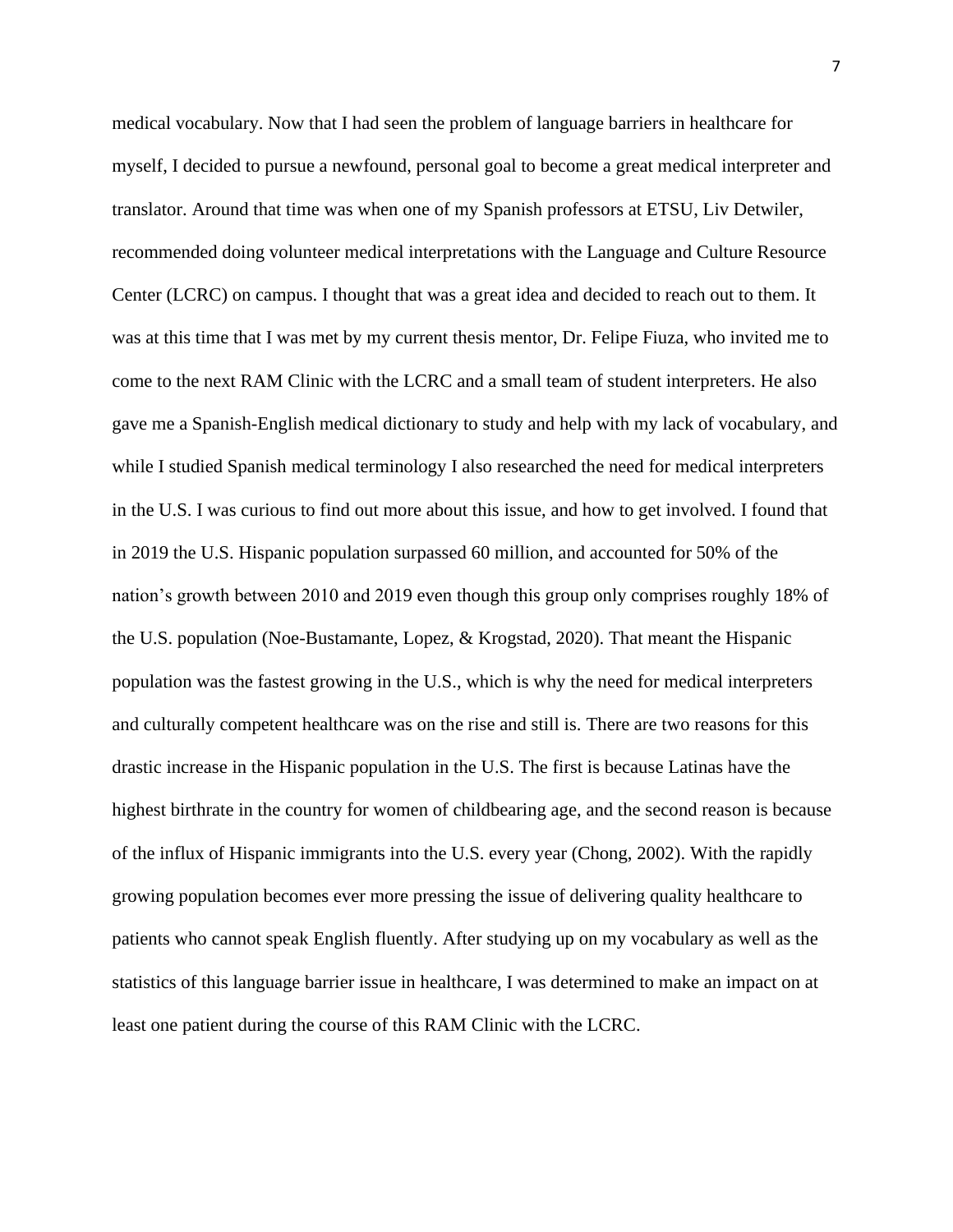medical vocabulary. Now that I had seen the problem of language barriers in healthcare for myself, I decided to pursue a newfound, personal goal to become a great medical interpreter and translator. Around that time was when one of my Spanish professors at ETSU, Liv Detwiler, recommended doing volunteer medical interpretations with the Language and Culture Resource Center (LCRC) on campus. I thought that was a great idea and decided to reach out to them. It was at this time that I was met by my current thesis mentor, Dr. Felipe Fiuza, who invited me to come to the next RAM Clinic with the LCRC and a small team of student interpreters. He also gave me a Spanish-English medical dictionary to study and help with my lack of vocabulary, and while I studied Spanish medical terminology I also researched the need for medical interpreters in the U.S. I was curious to find out more about this issue, and how to get involved. I found that in 2019 the U.S. Hispanic population surpassed 60 million, and accounted for 50% of the nation's growth between 2010 and 2019 even though this group only comprises roughly 18% of the U.S. population (Noe-Bustamante, Lopez, & Krogstad, 2020). That meant the Hispanic population was the fastest growing in the U.S., which is why the need for medical interpreters and culturally competent healthcare was on the rise and still is. There are two reasons for this drastic increase in the Hispanic population in the U.S. The first is because Latinas have the highest birthrate in the country for women of childbearing age, and the second reason is because of the influx of Hispanic immigrants into the U.S. every year (Chong, 2002). With the rapidly growing population becomes ever more pressing the issue of delivering quality healthcare to patients who cannot speak English fluently. After studying up on my vocabulary as well as the statistics of this language barrier issue in healthcare, I was determined to make an impact on at least one patient during the course of this RAM Clinic with the LCRC.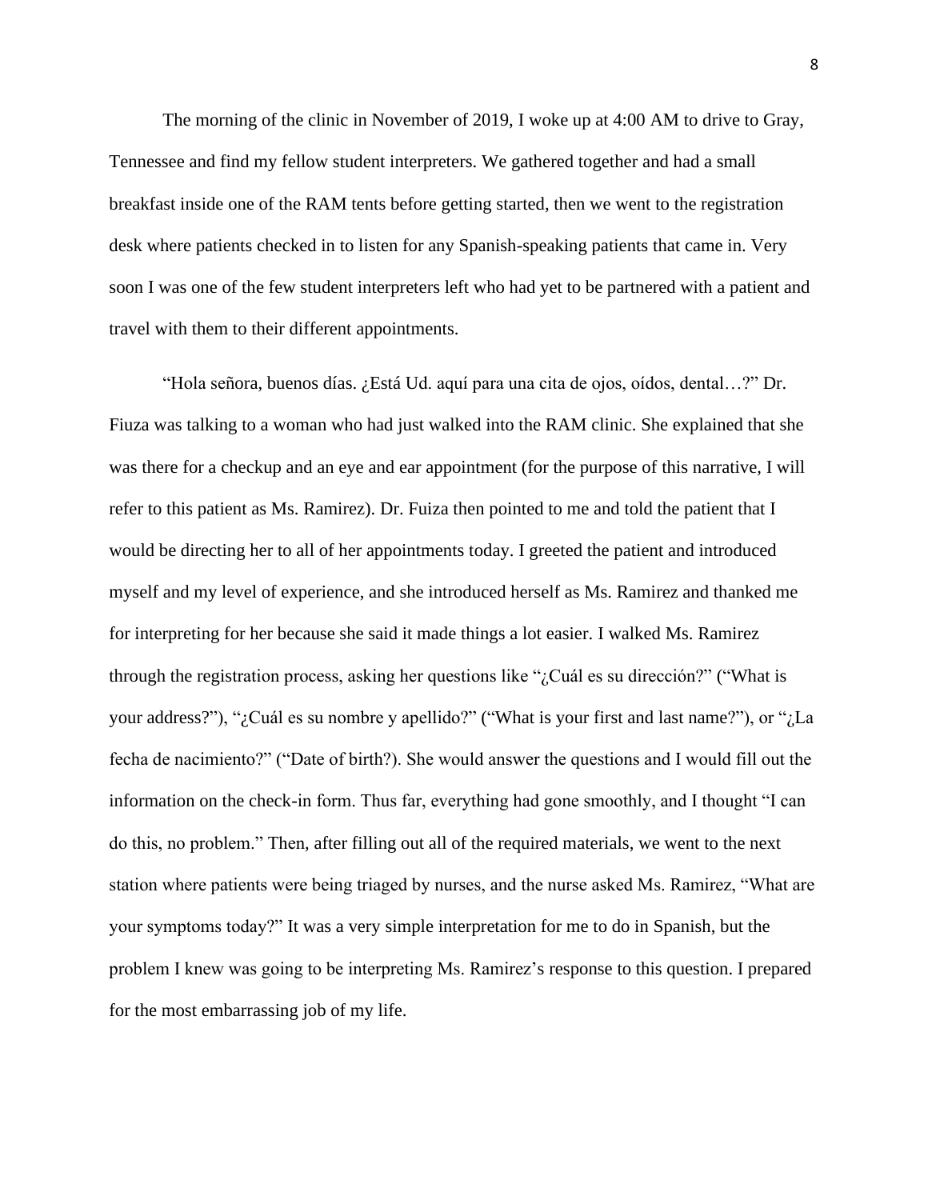The morning of the clinic in November of 2019, I woke up at 4:00 AM to drive to Gray, Tennessee and find my fellow student interpreters. We gathered together and had a small breakfast inside one of the RAM tents before getting started, then we went to the registration desk where patients checked in to listen for any Spanish-speaking patients that came in. Very soon I was one of the few student interpreters left who had yet to be partnered with a patient and travel with them to their different appointments.

"Hola señora, buenos días. ¿Está Ud. aquí para una cita de ojos, oídos, dental…?" Dr. Fiuza was talking to a woman who had just walked into the RAM clinic. She explained that she was there for a checkup and an eye and ear appointment (for the purpose of this narrative, I will refer to this patient as Ms. Ramirez). Dr. Fuiza then pointed to me and told the patient that I would be directing her to all of her appointments today. I greeted the patient and introduced myself and my level of experience, and she introduced herself as Ms. Ramirez and thanked me for interpreting for her because she said it made things a lot easier. I walked Ms. Ramirez through the registration process, asking her questions like "¿Cuál es su dirección?" ("What is your address?"), "¿Cuál es su nombre y apellido?" ("What is your first and last name?"), or "¿La fecha de nacimiento?" ("Date of birth?). She would answer the questions and I would fill out the information on the check-in form. Thus far, everything had gone smoothly, and I thought "I can do this, no problem." Then, after filling out all of the required materials, we went to the next station where patients were being triaged by nurses, and the nurse asked Ms. Ramirez, "What are your symptoms today?" It was a very simple interpretation for me to do in Spanish, but the problem I knew was going to be interpreting Ms. Ramirez's response to this question. I prepared for the most embarrassing job of my life.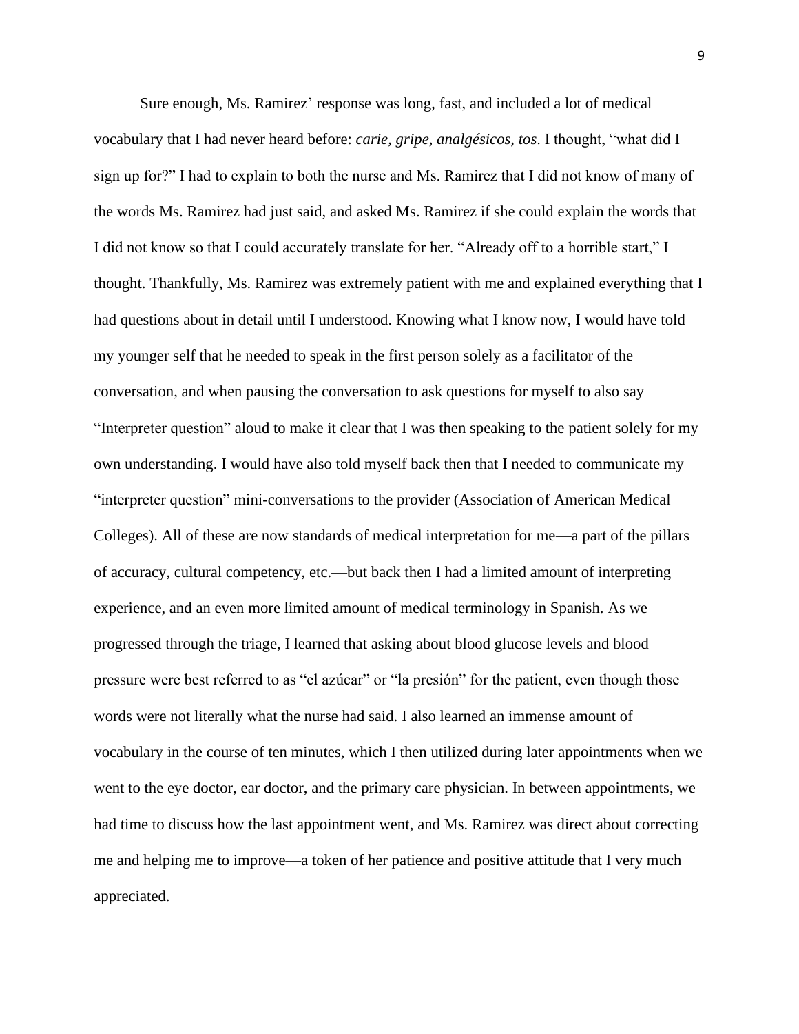Sure enough, Ms. Ramirez' response was long, fast, and included a lot of medical vocabulary that I had never heard before: *carie, gripe, analgésicos, tos*. I thought, "what did I sign up for?" I had to explain to both the nurse and Ms. Ramirez that I did not know of many of the words Ms. Ramirez had just said, and asked Ms. Ramirez if she could explain the words that I did not know so that I could accurately translate for her. "Already off to a horrible start," I thought. Thankfully, Ms. Ramirez was extremely patient with me and explained everything that I had questions about in detail until I understood. Knowing what I know now, I would have told my younger self that he needed to speak in the first person solely as a facilitator of the conversation, and when pausing the conversation to ask questions for myself to also say "Interpreter question" aloud to make it clear that I was then speaking to the patient solely for my own understanding. I would have also told myself back then that I needed to communicate my "interpreter question" mini-conversations to the provider (Association of American Medical Colleges). All of these are now standards of medical interpretation for me—a part of the pillars of accuracy, cultural competency, etc.—but back then I had a limited amount of interpreting experience, and an even more limited amount of medical terminology in Spanish. As we progressed through the triage, I learned that asking about blood glucose levels and blood pressure were best referred to as "el azúcar" or "la presión" for the patient, even though those words were not literally what the nurse had said. I also learned an immense amount of vocabulary in the course of ten minutes, which I then utilized during later appointments when we went to the eye doctor, ear doctor, and the primary care physician. In between appointments, we had time to discuss how the last appointment went, and Ms. Ramirez was direct about correcting me and helping me to improve—a token of her patience and positive attitude that I very much appreciated.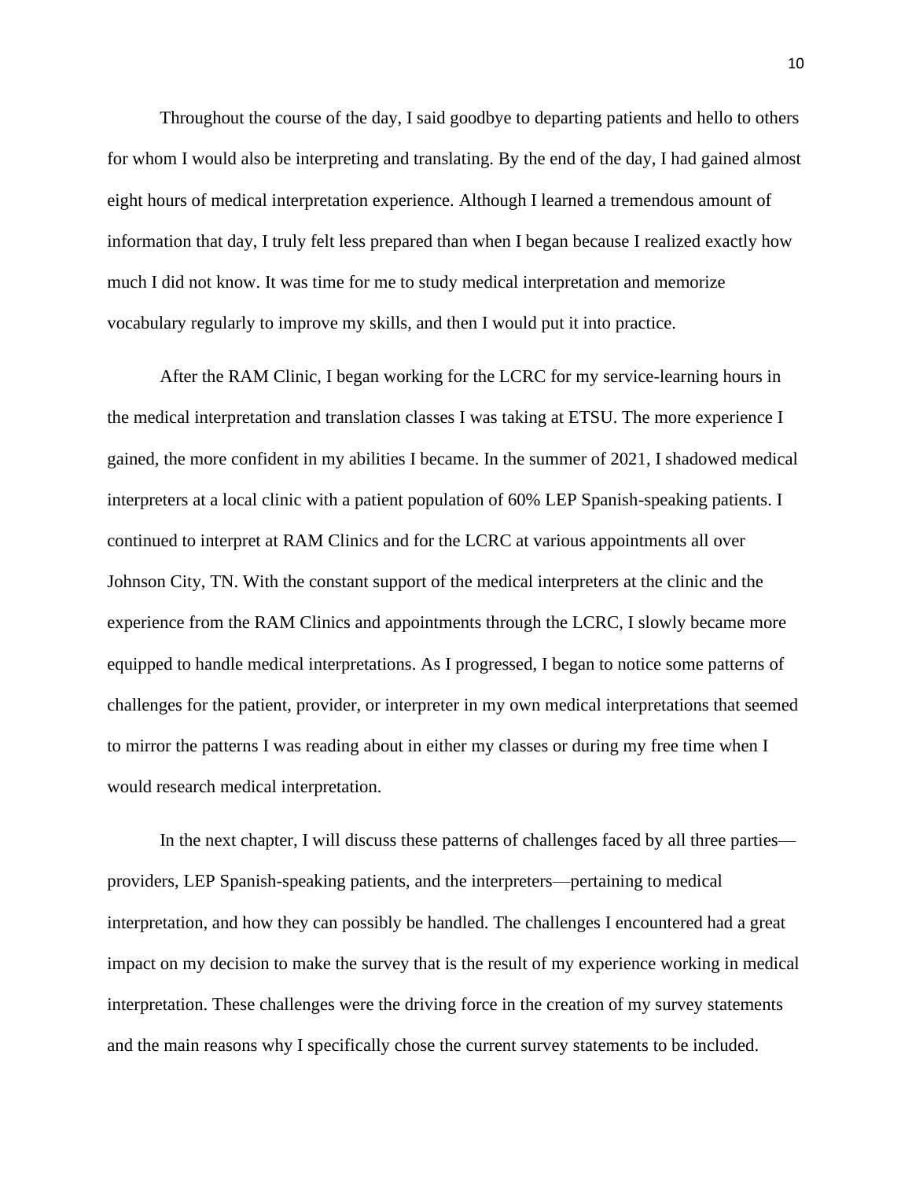Throughout the course of the day, I said goodbye to departing patients and hello to others for whom I would also be interpreting and translating. By the end of the day, I had gained almost eight hours of medical interpretation experience. Although I learned a tremendous amount of information that day, I truly felt less prepared than when I began because I realized exactly how much I did not know. It was time for me to study medical interpretation and memorize vocabulary regularly to improve my skills, and then I would put it into practice.

After the RAM Clinic, I began working for the LCRC for my service-learning hours in the medical interpretation and translation classes I was taking at ETSU. The more experience I gained, the more confident in my abilities I became. In the summer of 2021, I shadowed medical interpreters at a local clinic with a patient population of 60% LEP Spanish-speaking patients. I continued to interpret at RAM Clinics and for the LCRC at various appointments all over Johnson City, TN. With the constant support of the medical interpreters at the clinic and the experience from the RAM Clinics and appointments through the LCRC, I slowly became more equipped to handle medical interpretations. As I progressed, I began to notice some patterns of challenges for the patient, provider, or interpreter in my own medical interpretations that seemed to mirror the patterns I was reading about in either my classes or during my free time when I would research medical interpretation.

In the next chapter, I will discuss these patterns of challenges faced by all three parties—providers, LEP Spanish-speaking patients, and the interpreters—pertaining to medical interpretation, and how they can possibly be handled. The challenges I encountered had a great impact on my decision to make the survey that is the result of my experience working in medical interpretation. These challenges were the driving force in the creation of my survey statements and the main reasons why I specifically chose the current survey statements to be included.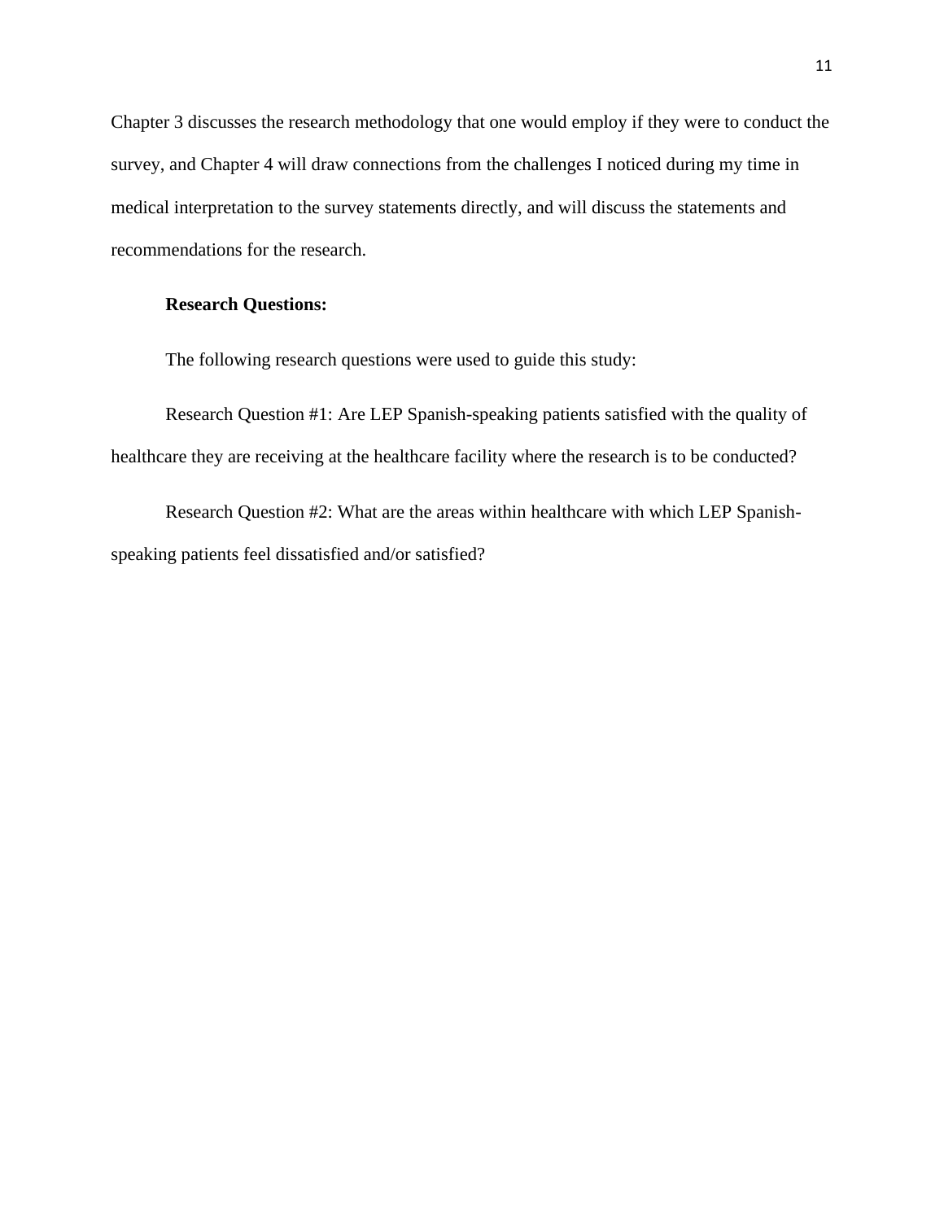Chapter 3 discusses the research methodology that one would employ if they were to conduct the survey, and Chapter 4 will draw connections from the challenges I noticed during my time in medical interpretation to the survey statements directly, and will discuss the statements and recommendations for the research.

**Research Questions:**

The following research questions were used to guide this study:

Research Question #1: Are LEP Spanish-speaking patients satisfied with the quality of healthcare they are receiving at the healthcare facility where the research is to be conducted?

Research Question #2: What are the areas within healthcare with which LEP Spanish-speaking patients feel dissatisfied and/or satisfied?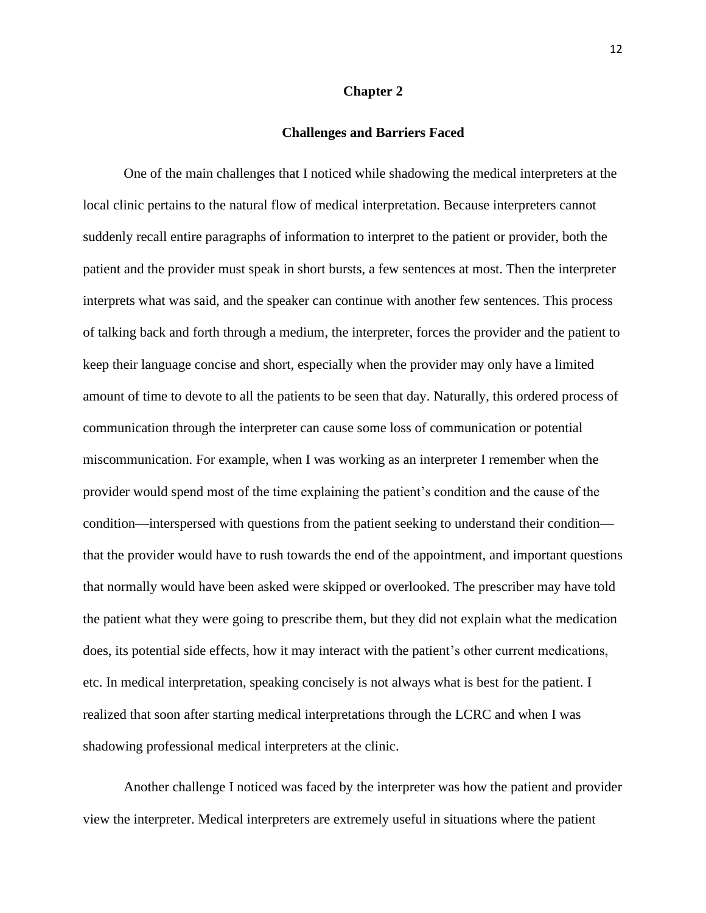# Chapter 2

## Challenges and Barriers Faced

One of the main challenges that I noticed while shadowing the medical interpreters at the local clinic pertains to the natural flow of medical interpretation. Because interpreters cannot suddenly recall entire paragraphs of information to interpret to the patient or provider, both the patient and the provider must speak in short bursts, a few sentences at most. Then the interpreter interprets what was said, and the speaker can continue with another few sentences. This process of talking back and forth through a medium, the interpreter, forces the provider and the patient to keep their language concise and short, especially when the provider may only have a limited amount of time to devote to all the patients to be seen that day. Naturally, this ordered process of communication through the interpreter can cause some loss of communication or potential miscommunication. For example, when I was working as an interpreter I remember when the provider would spend most of the time explaining the patient's condition and the cause of the condition—interspersed with questions from the patient seeking to understand their condition—that the provider would have to rush towards the end of the appointment, and important questions that normally would have been asked were skipped or overlooked. The prescriber may have told the patient what they were going to prescribe them, but they did not explain what the medication does, its potential side effects, how it may interact with the patient's other current medications, etc. In medical interpretation, speaking concisely is not always what is best for the patient. I realized that soon after starting medical interpretations through the LCRC and when I was shadowing professional medical interpreters at the clinic.

Another challenge I noticed was faced by the interpreter was how the patient and provider view the interpreter. Medical interpreters are extremely useful in situations where the patient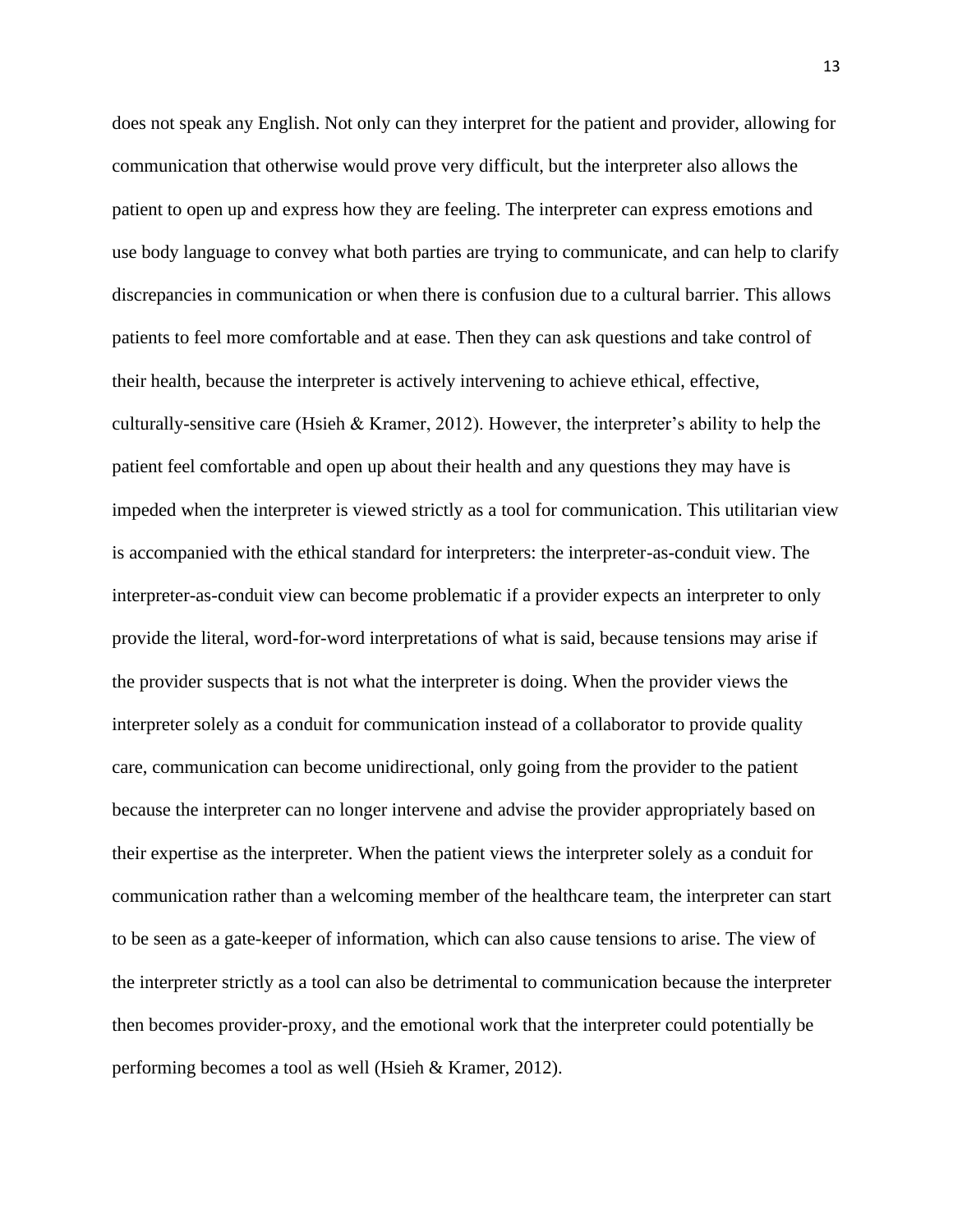does not speak any English. Not only can they interpret for the patient and provider, allowing for communication that otherwise would prove very difficult, but the interpreter also allows the patient to open up and express how they are feeling. The interpreter can express emotions and use body language to convey what both parties are trying to communicate, and can help to clarify discrepancies in communication or when there is confusion due to a cultural barrier. This allows patients to feel more comfortable and at ease. Then they can ask questions and take control of their health, because the interpreter is actively intervening to achieve ethical, effective, culturally-sensitive care (Hsieh & Kramer, 2012). However, the interpreter's ability to help the patient feel comfortable and open up about their health and any questions they may have is impeded when the interpreter is viewed strictly as a tool for communication. This utilitarian view is accompanied with the ethical standard for interpreters: the interpreter-as-conduit view. The interpreter-as-conduit view can become problematic if a provider expects an interpreter to only provide the literal, word-for-word interpretations of what is said, because tensions may arise if the provider suspects that is not what the interpreter is doing. When the provider views the interpreter solely as a conduit for communication instead of a collaborator to provide quality care, communication can become unidirectional, only going from the provider to the patient because the interpreter can no longer intervene and advise the provider appropriately based on their expertise as the interpreter. When the patient views the interpreter solely as a conduit for communication rather than a welcoming member of the healthcare team, the interpreter can start to be seen as a gate-keeper of information, which can also cause tensions to arise. The view of the interpreter strictly as a tool can also be detrimental to communication because the interpreter then becomes provider-proxy, and the emotional work that the interpreter could potentially be performing becomes a tool as well (Hsieh & Kramer, 2012).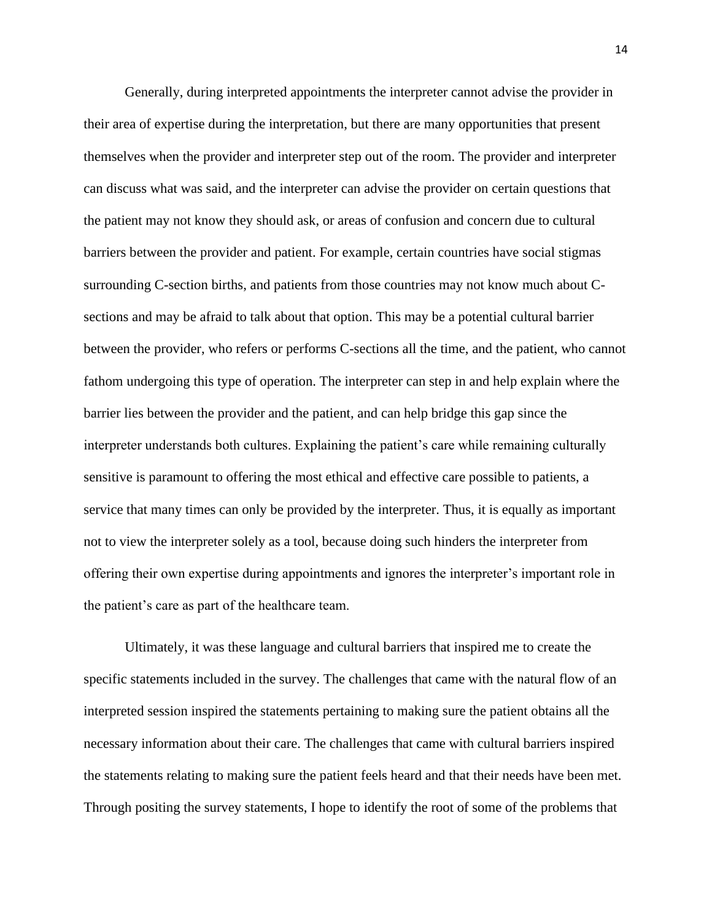Generally, during interpreted appointments the interpreter cannot advise the provider in their area of expertise during the interpretation, but there are many opportunities that present themselves when the provider and interpreter step out of the room. The provider and interpreter can discuss what was said, and the interpreter can advise the provider on certain questions that the patient may not know they should ask, or areas of confusion and concern due to cultural barriers between the provider and patient. For example, certain countries have social stigmas surrounding C-section births, and patients from those countries may not know much about C-sections and may be afraid to talk about that option. This may be a potential cultural barrier between the provider, who refers or performs C-sections all the time, and the patient, who cannot fathom undergoing this type of operation. The interpreter can step in and help explain where the barrier lies between the provider and the patient, and can help bridge this gap since the interpreter understands both cultures. Explaining the patient's care while remaining culturally sensitive is paramount to offering the most ethical and effective care possible to patients, a service that many times can only be provided by the interpreter. Thus, it is equally as important not to view the interpreter solely as a tool, because doing such hinders the interpreter from offering their own expertise during appointments and ignores the interpreter's important role in the patient's care as part of the healthcare team.

Ultimately, it was these language and cultural barriers that inspired me to create the specific statements included in the survey. The challenges that came with the natural flow of an interpreted session inspired the statements pertaining to making sure the patient obtains all the necessary information about their care. The challenges that came with cultural barriers inspired the statements relating to making sure the patient feels heard and that their needs have been met. Through positing the survey statements, I hope to identify the root of some of the problems that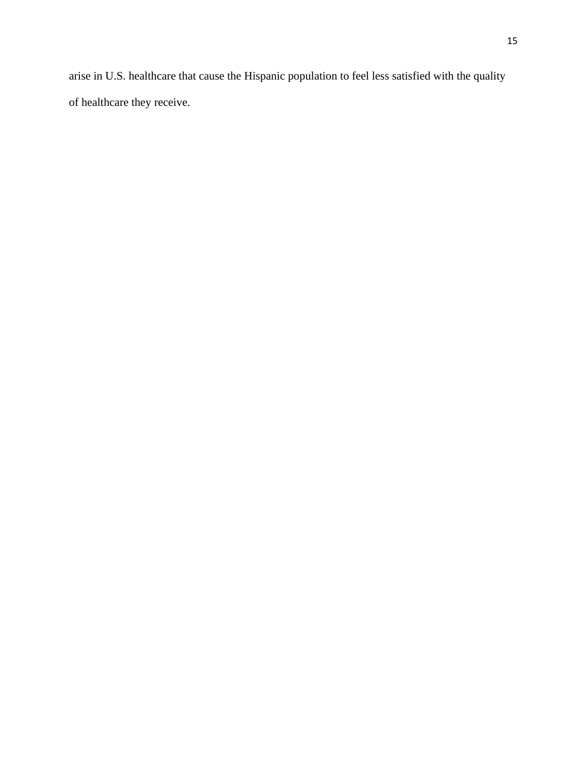arise in U.S. healthcare that cause the Hispanic population to feel less satisfied with the quality of healthcare they receive.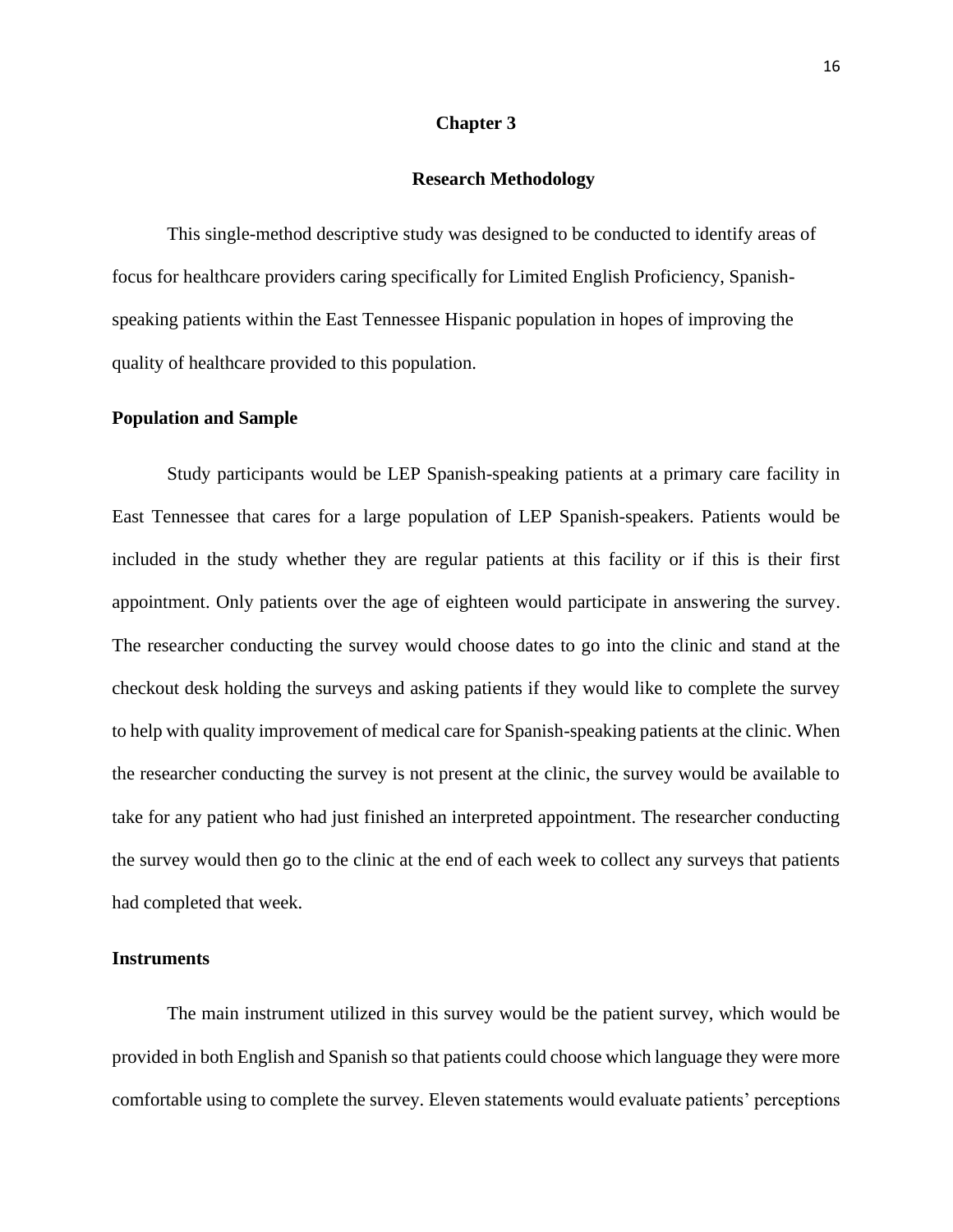# Chapter 3

## Research Methodology

This single-method descriptive study was designed to be conducted to identify areas of focus for healthcare providers caring specifically for Limited English Proficiency, Spanish-speaking patients within the East Tennessee Hispanic population in hopes of improving the quality of healthcare provided to this population.

### Population and Sample

Study participants would be LEP Spanish-speaking patients at a primary care facility in East Tennessee that cares for a large population of LEP Spanish-speakers. Patients would be included in the study whether they are regular patients at this facility or if this is their first appointment. Only patients over the age of eighteen would participate in answering the survey. The researcher conducting the survey would choose dates to go into the clinic and stand at the checkout desk holding the surveys and asking patients if they would like to complete the survey to help with quality improvement of medical care for Spanish-speaking patients at the clinic. When the researcher conducting the survey is not present at the clinic, the survey would be available to take for any patient who had just finished an interpreted appointment. The researcher conducting the survey would then go to the clinic at the end of each week to collect any surveys that patients had completed that week.

### Instruments

The main instrument utilized in this survey would be the patient survey, which would be provided in both English and Spanish so that patients could choose which language they were more comfortable using to complete the survey. Eleven statements would evaluate patients' perceptions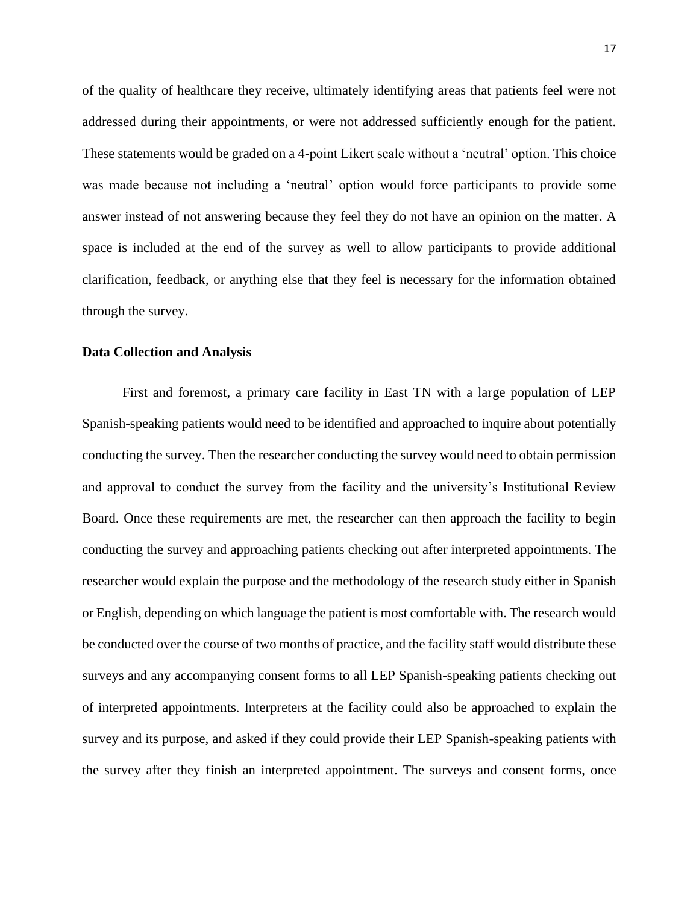of the quality of healthcare they receive, ultimately identifying areas that patients feel were not addressed during their appointments, or were not addressed sufficiently enough for the patient. These statements would be graded on a 4-point Likert scale without a 'neutral' option. This choice was made because not including a 'neutral' option would force participants to provide some answer instead of not answering because they feel they do not have an opinion on the matter. A space is included at the end of the survey as well to allow participants to provide additional clarification, feedback, or anything else that they feel is necessary for the information obtained through the survey.

**Data Collection and Analysis**

First and foremost, a primary care facility in East TN with a large population of LEP Spanish-speaking patients would need to be identified and approached to inquire about potentially conducting the survey. Then the researcher conducting the survey would need to obtain permission and approval to conduct the survey from the facility and the university's Institutional Review Board. Once these requirements are met, the researcher can then approach the facility to begin conducting the survey and approaching patients checking out after interpreted appointments. The researcher would explain the purpose and the methodology of the research study either in Spanish or English, depending on which language the patient is most comfortable with. The research would be conducted over the course of two months of practice, and the facility staff would distribute these surveys and any accompanying consent forms to all LEP Spanish-speaking patients checking out of interpreted appointments. Interpreters at the facility could also be approached to explain the survey and its purpose, and asked if they could provide their LEP Spanish-speaking patients with the survey after they finish an interpreted appointment. The surveys and consent forms, once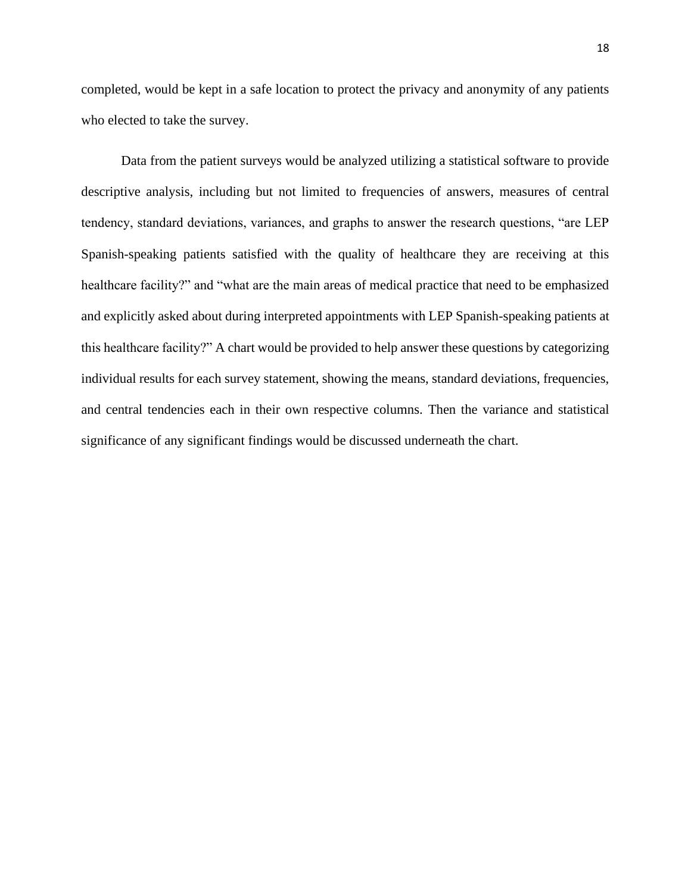completed, would be kept in a safe location to protect the privacy and anonymity of any patients who elected to take the survey.

Data from the patient surveys would be analyzed utilizing a statistical software to provide descriptive analysis, including but not limited to frequencies of answers, measures of central tendency, standard deviations, variances, and graphs to answer the research questions, "are LEP Spanish-speaking patients satisfied with the quality of healthcare they are receiving at this healthcare facility?" and "what are the main areas of medical practice that need to be emphasized and explicitly asked about during interpreted appointments with LEP Spanish-speaking patients at this healthcare facility?" A chart would be provided to help answer these questions by categorizing individual results for each survey statement, showing the means, standard deviations, frequencies, and central tendencies each in their own respective columns. Then the variance and statistical significance of any significant findings would be discussed underneath the chart.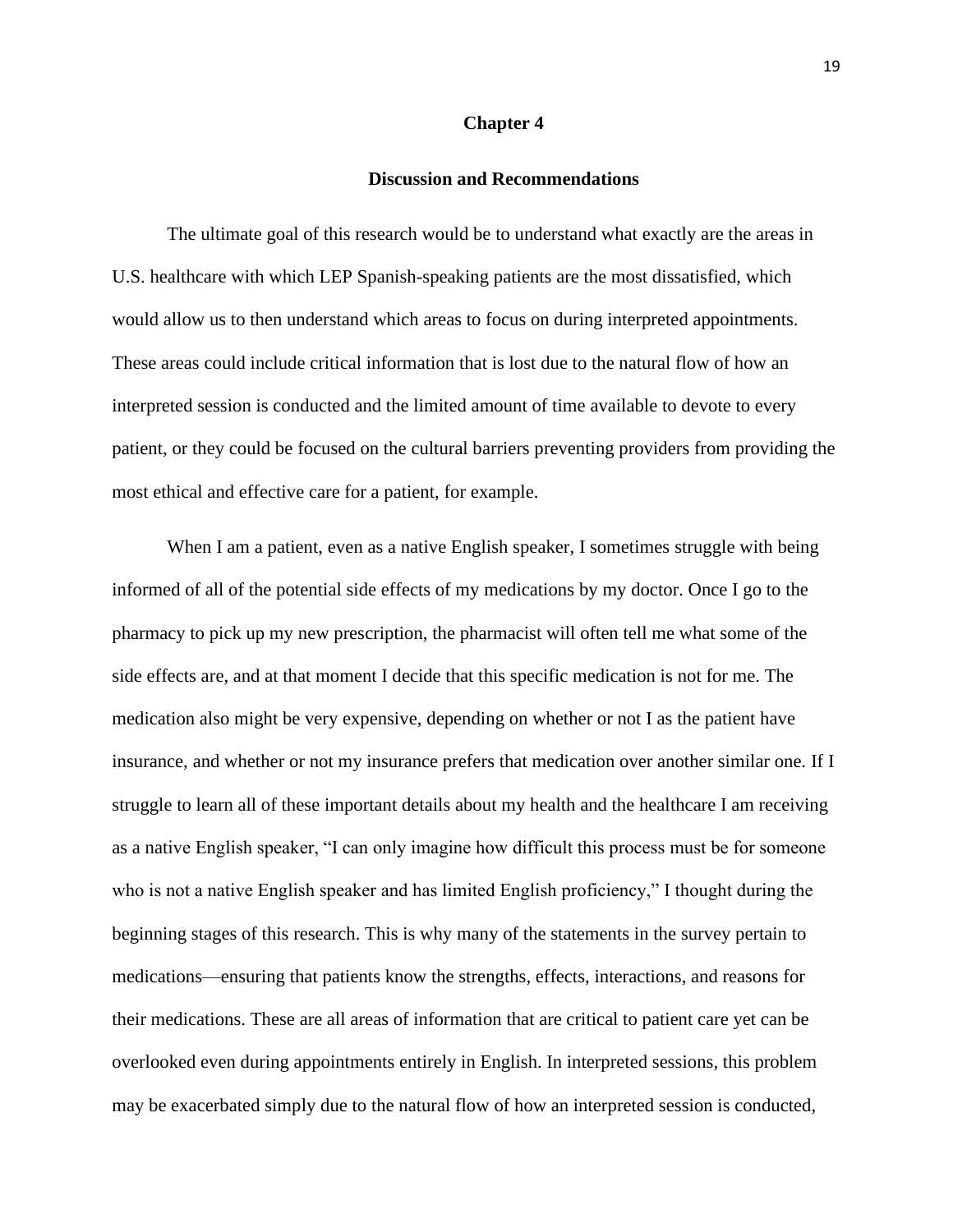# Chapter 4

## Discussion and Recommendations

The ultimate goal of this research would be to understand what exactly are the areas in U.S. healthcare with which LEP Spanish-speaking patients are the most dissatisfied, which would allow us to then understand which areas to focus on during interpreted appointments. These areas could include critical information that is lost due to the natural flow of how an interpreted session is conducted and the limited amount of time available to devote to every patient, or they could be focused on the cultural barriers preventing providers from providing the most ethical and effective care for a patient, for example.

When I am a patient, even as a native English speaker, I sometimes struggle with being informed of all of the potential side effects of my medications by my doctor. Once I go to the pharmacy to pick up my new prescription, the pharmacist will often tell me what some of the side effects are, and at that moment I decide that this specific medication is not for me. The medication also might be very expensive, depending on whether or not I as the patient have insurance, and whether or not my insurance prefers that medication over another similar one. If I struggle to learn all of these important details about my health and the healthcare I am receiving as a native English speaker, "I can only imagine how difficult this process must be for someone who is not a native English speaker and has limited English proficiency," I thought during the beginning stages of this research. This is why many of the statements in the survey pertain to medications—ensuring that patients know the strengths, effects, interactions, and reasons for their medications. These are all areas of information that are critical to patient care yet can be overlooked even during appointments entirely in English. In interpreted sessions, this problem may be exacerbated simply due to the natural flow of how an interpreted session is conducted,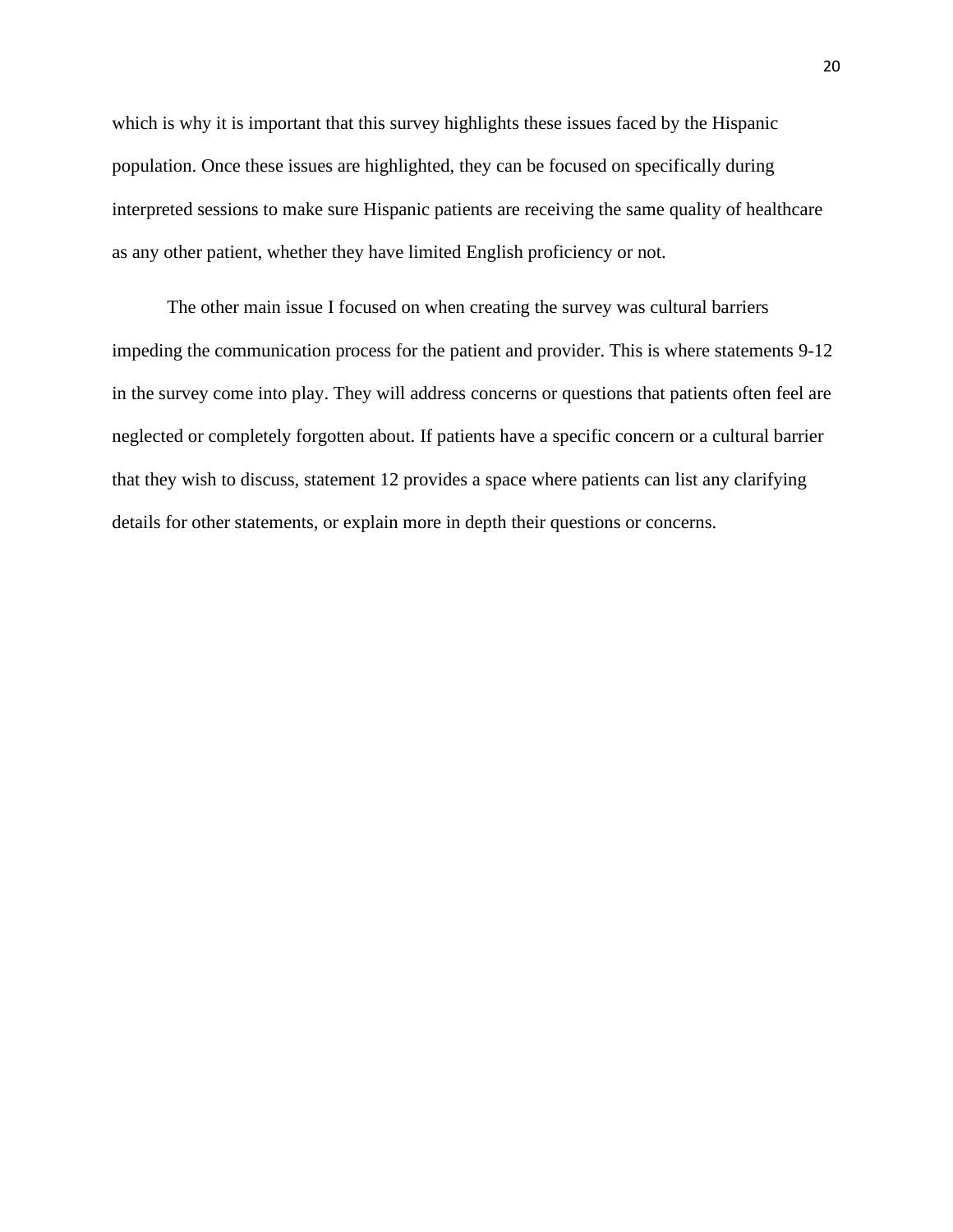which is why it is important that this survey highlights these issues faced by the Hispanic population. Once these issues are highlighted, they can be focused on specifically during interpreted sessions to make sure Hispanic patients are receiving the same quality of healthcare as any other patient, whether they have limited English proficiency or not.

The other main issue I focused on when creating the survey was cultural barriers impeding the communication process for the patient and provider. This is where statements 9-12 in the survey come into play. They will address concerns or questions that patients often feel are neglected or completely forgotten about. If patients have a specific concern or a cultural barrier that they wish to discuss, statement 12 provides a space where patients can list any clarifying details for other statements, or explain more in depth their questions or concerns.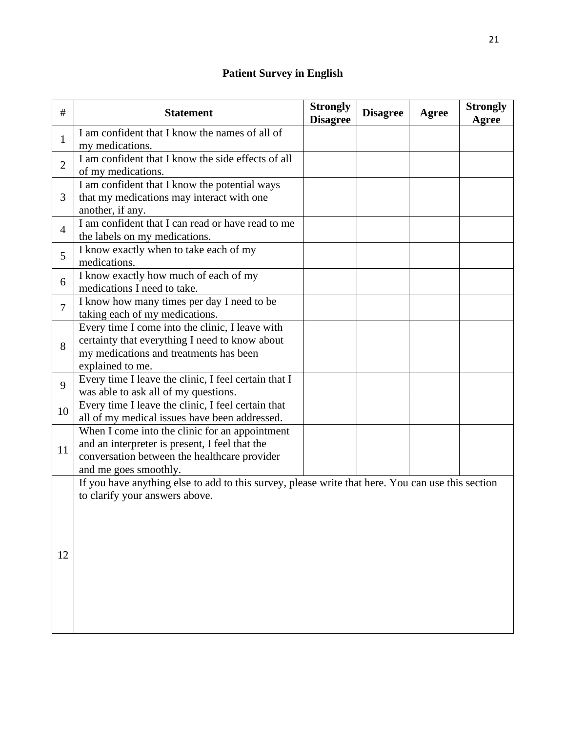## Patient Survey in English

| # | Statement | Strongly Disagree | Disagree | Agree | Strongly Agree |
|---|---|---|---|---|---|
| 1 | I am confident that I know the names of all of my medications. | | | | |
| 2 | I am confident that I know the side effects of all of my medications. | | | | |
| 3 | I am confident that I know the potential ways that my medications may interact with one another, if any. | | | | |
| 4 | I am confident that I can read or have read to me the labels on my medications. | | | | |
| 5 | I know exactly when to take each of my medications. | | | | |
| 6 | I know exactly how much of each of my medications I need to take. | | | | |
| 7 | I know how many times per day I need to be taking each of my medications. | | | | |
| 8 | Every time I come into the clinic, I leave with certainty that everything I need to know about my medications and treatments has been explained to me. | | | | |
| 9 | Every time I leave the clinic, I feel certain that I was able to ask all of my questions. | | | | |
| 10 | Every time I leave the clinic, I feel certain that all of my medical issues have been addressed. | | | | |
| 11 | When I come into the clinic for an appointment and an interpreter is present, I feel that the conversation between the healthcare provider and me goes smoothly. | | | | |
| 12 | If you have anything else to add to this survey, please write that here. You can use this section to clarify your answers above. | | | | |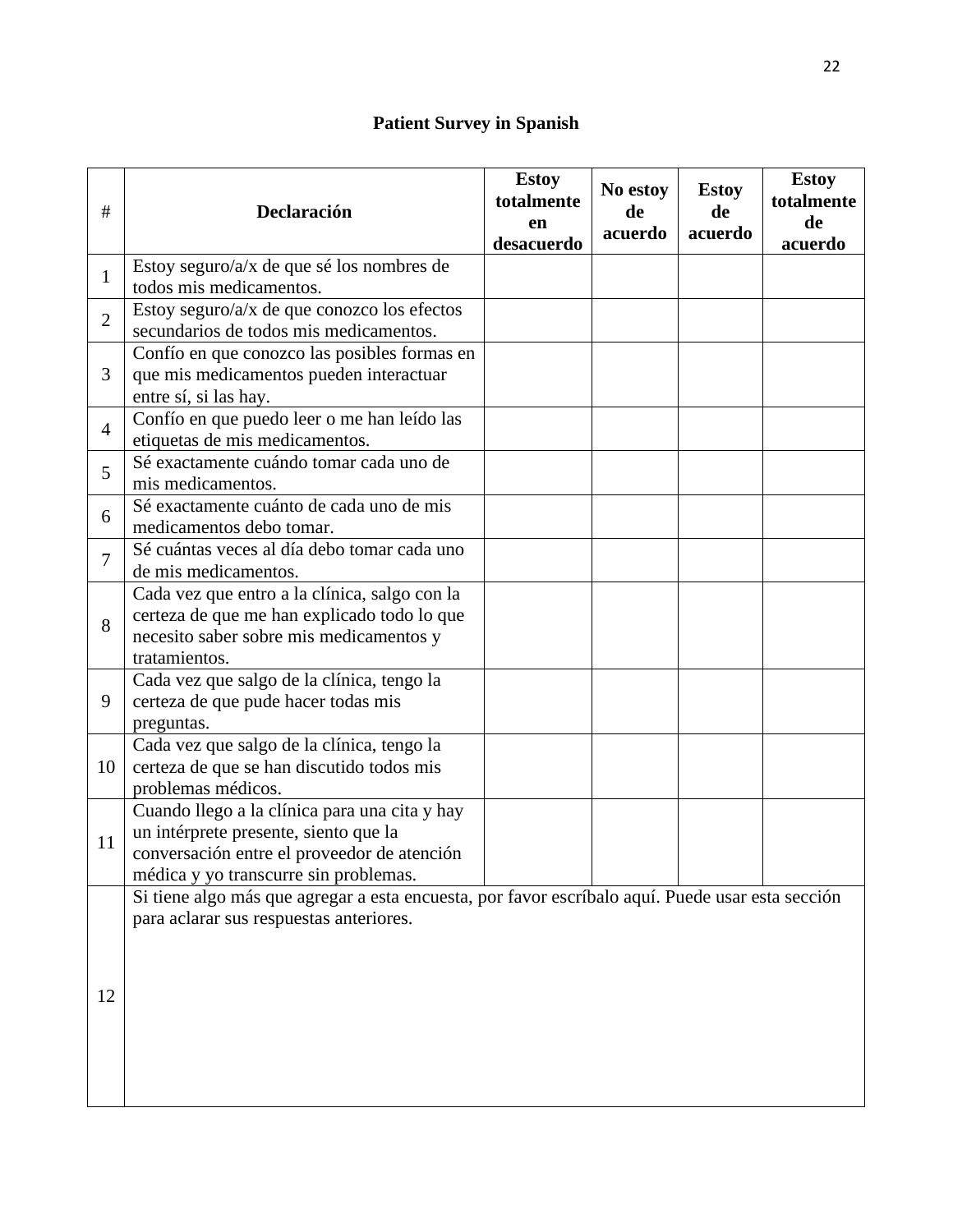**Patient Survey in Spanish**

| # | Declaración | Estoy totalmente en desacuerdo | No estoy de acuerdo | Estoy de acuerdo | Estoy totalmente de acuerdo |
|---|---|---|---|---|---|
| 1 | Estoy seguro/a/x de que sé los nombres de todos mis medicamentos. | | | | |
| 2 | Estoy seguro/a/x de que conozco los efectos secundarios de todos mis medicamentos. | | | | |
| 3 | Confío en que conozco las posibles formas en que mis medicamentos pueden interactuar entre sí, si las hay. | | | | |
| 4 | Confío en que puedo leer o me han leído las etiquetas de mis medicamentos. | | | | |
| 5 | Sé exactamente cuándo tomar cada uno de mis medicamentos. | | | | |
| 6 | Sé exactamente cuánto de cada uno de mis medicamentos debo tomar. | | | | |
| 7 | Sé cuántas veces al día debo tomar cada uno de mis medicamentos. | | | | |
| 8 | Cada vez que entro a la clínica, salgo con la certeza de que me han explicado todo lo que necesito saber sobre mis medicamentos y tratamientos. | | | | |
| 9 | Cada vez que salgo de la clínica, tengo la certeza de que pude hacer todas mis preguntas. | | | | |
| 10 | Cada vez que salgo de la clínica, tengo la certeza de que se han discutido todos mis problemas médicos. | | | | |
| 11 | Cuando llego a la clínica para una cita y hay un intérprete presente, siento que la conversación entre el proveedor de atención médica y yo transcurre sin problemas. | | | | |
| 12 | Si tiene algo más que agregar a esta encuesta, por favor escríbalo aquí. Puede usar esta sección para aclarar sus respuestas anteriores. | | | | |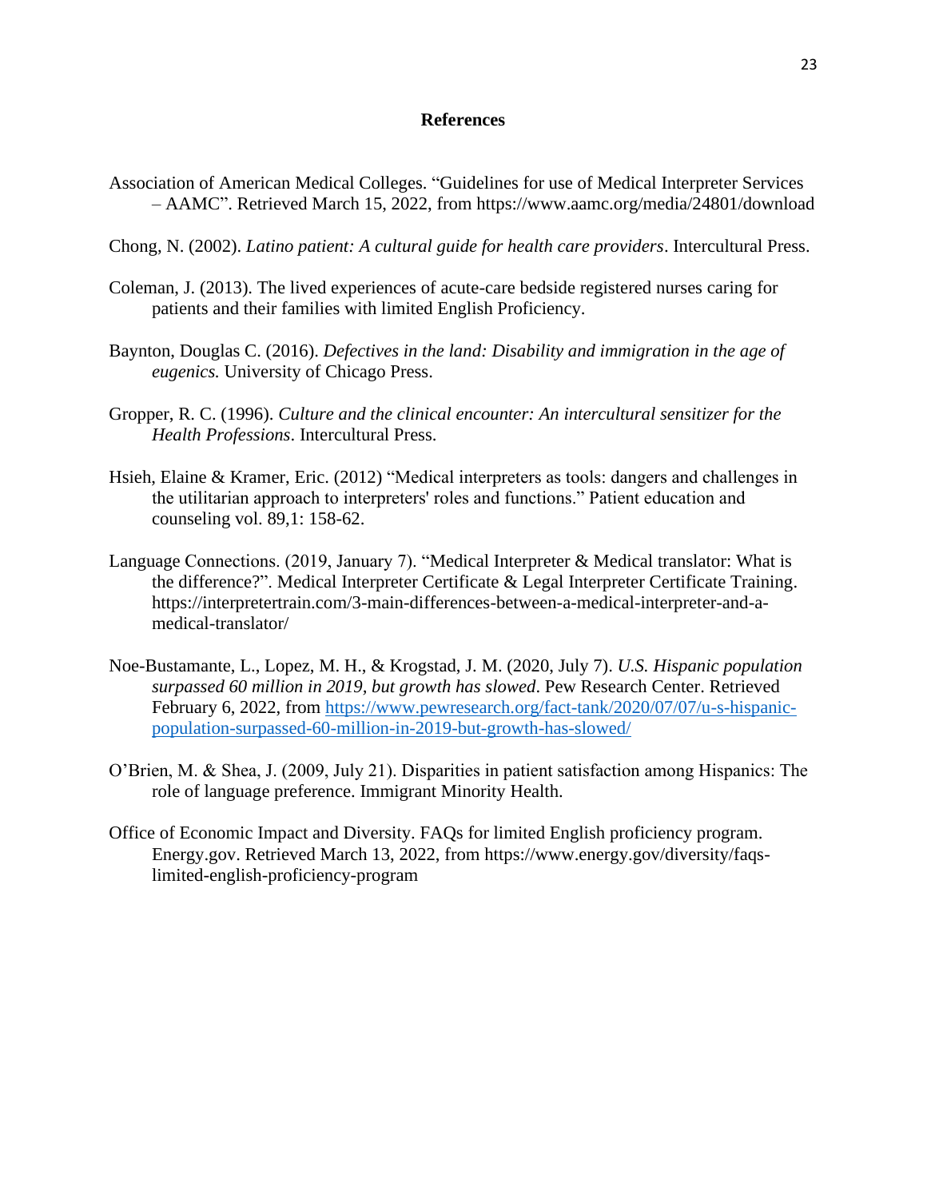## References

Association of American Medical Colleges. "Guidelines for use of Medical Interpreter Services – AAMC". Retrieved March 15, 2022, from https://www.aamc.org/media/24801/download

Chong, N. (2002). *Latino patient: A cultural guide for health care providers*. Intercultural Press.

Coleman, J. (2013). The lived experiences of acute-care bedside registered nurses caring for patients and their families with limited English Proficiency.

Baynton, Douglas C. (2016). *Defectives in the land: Disability and immigration in the age of eugenics.* University of Chicago Press.

Gropper, R. C. (1996). *Culture and the clinical encounter: An intercultural sensitizer for the Health Professions*. Intercultural Press.

Hsieh, Elaine & Kramer, Eric. (2012) "Medical interpreters as tools: dangers and challenges in the utilitarian approach to interpreters' roles and functions." Patient education and counseling vol. 89,1: 158-62.

Language Connections. (2019, January 7). "Medical Interpreter & Medical translator: What is the difference?". Medical Interpreter Certificate & Legal Interpreter Certificate Training. https://interpretertrain.com/3-main-differences-between-a-medical-interpreter-and-a-medical-translator/

Noe-Bustamante, L., Lopez, M. H., & Krogstad, J. M. (2020, July 7). *U.S. Hispanic population surpassed 60 million in 2019, but growth has slowed*. Pew Research Center. Retrieved February 6, 2022, from https://www.pewresearch.org/fact-tank/2020/07/07/u-s-hispanic-population-surpassed-60-million-in-2019-but-growth-has-slowed/

O'Brien, M. & Shea, J. (2009, July 21). Disparities in patient satisfaction among Hispanics: The role of language preference. Immigrant Minority Health.

Office of Economic Impact and Diversity. FAQs for limited English proficiency program. Energy.gov. Retrieved March 13, 2022, from https://www.energy.gov/diversity/faqs-limited-english-proficiency-program